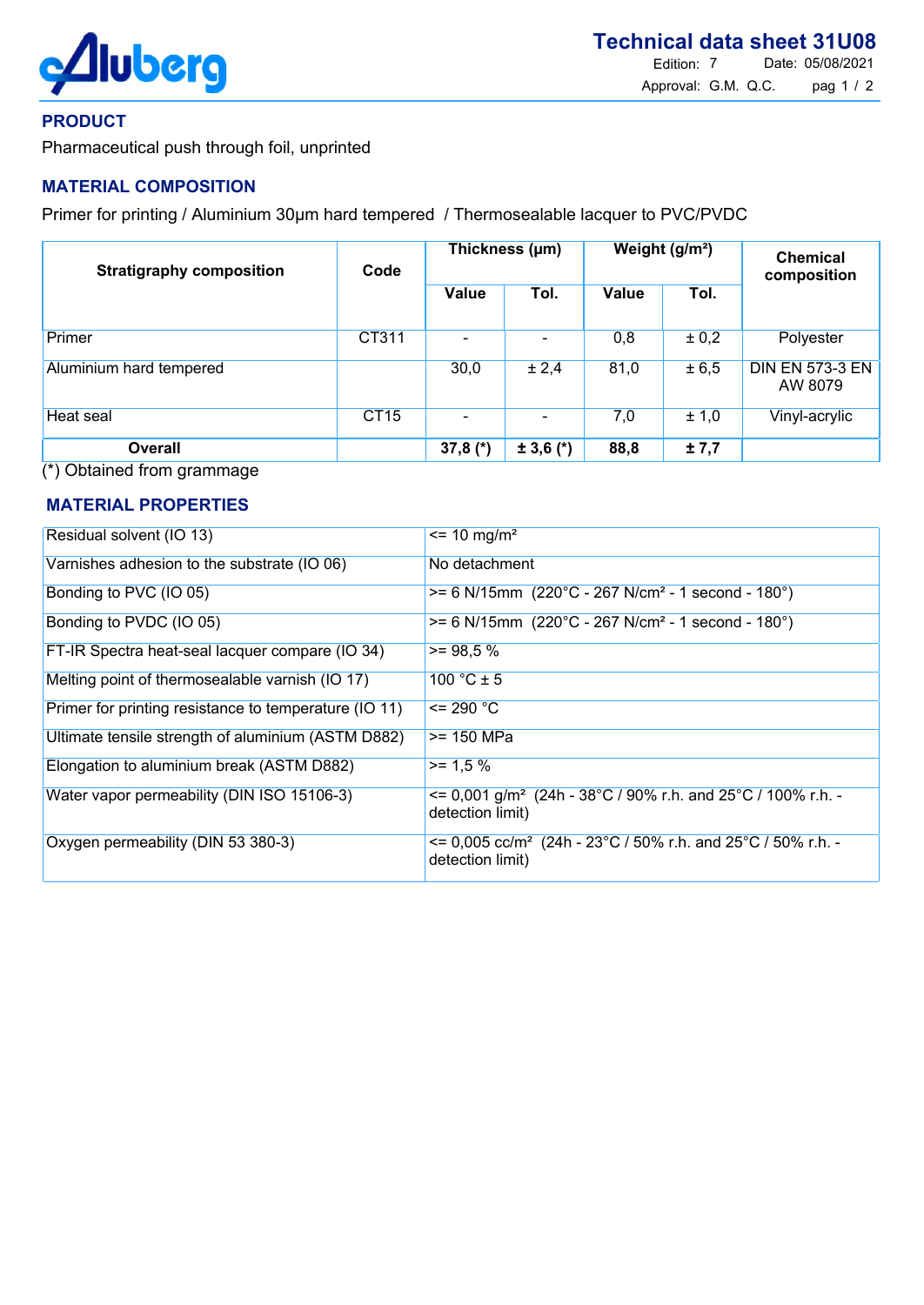# Technical data sheet 31U08

Edition: 7 Date: 05/08/2021

Approval: G.M. Q.C.

## PRODUCT

Pharmaceutical push through foil, unprinted

## MATERIAL COMPOSITION

Primer for printing / Aluminium 30µm hard tempered / Thermosealable lacquer to PVC/PVDC

| Stratigraphy composition | Code | Thickness (µm) | | Weight (g/m²) | | Chemical composition |
|---|---|---|---|---|---|---|
| | | Value | Tol. | Value | Tol. | |
| Primer | CT311 | - | - | 0,8 | ± 0,2 | Polyester |
| Aluminium hard tempered | | 30,0 | ± 2,4 | 81,0 | ± 6,5 | DIN EN 573-3 EN AW 8079 |
| Heat seal | CT15 | - | - | 7,0 | ± 1,0 | Vinyl-acrylic |
| **Overall** | | **37,8 (*)** | **± 3,6 (*)** | **88,8** | **± 7,7** | |

(*) Obtained from grammage

## MATERIAL PROPERTIES

| | |
|---|---|
| Residual solvent (IO 13) | <= 10 mg/m² |
| Varnishes adhesion to the substrate (IO 06) | No detachment |
| Bonding to PVC (IO 05) | >= 6 N/15mm (220°C - 267 N/cm² - 1 second - 180°) |
| Bonding to PVDC (IO 05) | >= 6 N/15mm (220°C - 267 N/cm² - 1 second - 180°) |
| FT-IR Spectra heat-seal lacquer compare (IO 34) | >= 98,5 % |
| Melting point of thermosealable varnish (IO 17) | 100 °C ± 5 |
| Primer for printing resistance to temperature (IO 11) | <= 290 °C |
| Ultimate tensile strength of aluminium (ASTM D882) | >= 150 MPa |
| Elongation to aluminium break (ASTM D882) | >= 1,5 % |
| Water vapor permeability (DIN ISO 15106-3) | <= 0,001 g/m² (24h - 38°C / 90% r.h. and 25°C / 100% r.h. - detection limit) |
| Oxygen permeability (DIN 53 380-3) | <= 0,005 cc/m² (24h - 23°C / 50% r.h. and 25°C / 50% r.h. - detection limit) |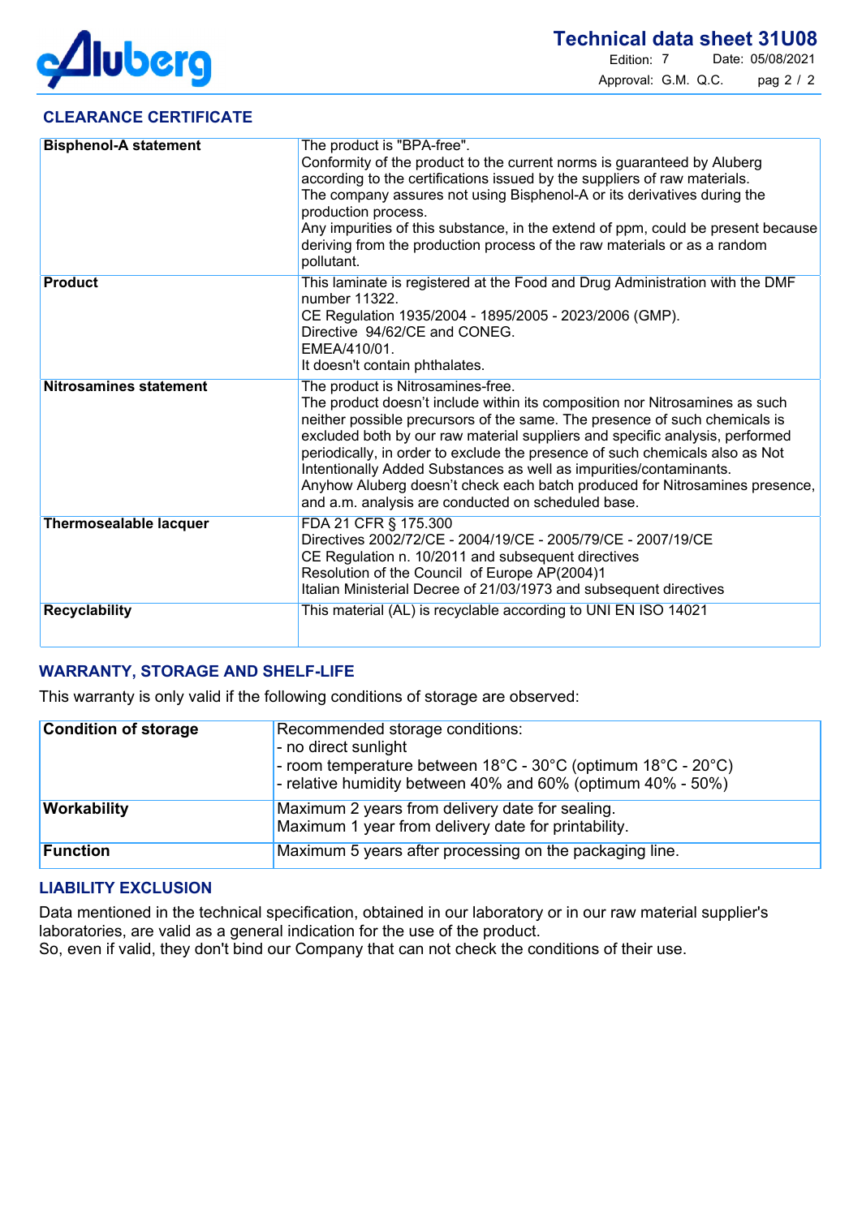## CLEARANCE CERTIFICATE

| | |
|---|---|
| **Bisphenol-A statement** | The product is "BPA-free".<br>Conformity of the product to the current norms is guaranteed by Aluberg according to the certifications issued by the suppliers of raw materials.<br>The company assures not using Bisphenol-A or its derivatives during the production process.<br>Any impurities of this substance, in the extend of ppm, could be present because deriving from the production process of the raw materials or as a random pollutant. |
| **Product** | This laminate is registered at the Food and Drug Administration with the DMF number 11322.<br>CE Regulation 1935/2004 - 1895/2005 - 2023/2006 (GMP).<br>Directive 94/62/CE and CONEG.<br>EMEA/410/01.<br>It doesn't contain phthalates. |
| **Nitrosamines statement** | The product is Nitrosamines-free.<br>The product doesn't include within its composition nor Nitrosamines as such neither possible precursors of the same. The presence of such chemicals is excluded both by our raw material suppliers and specific analysis, performed periodically, in order to exclude the presence of such chemicals also as Not Intentionally Added Substances as well as impurities/contaminants.<br>Anyhow Aluberg doesn't check each batch produced for Nitrosamines presence, and a.m. analysis are conducted on scheduled base. |
| **Thermosealable lacquer** | FDA 21 CFR § 175.300<br>Directives 2002/72/CE - 2004/19/CE - 2005/79/CE - 2007/19/CE<br>CE Regulation n. 10/2011 and subsequent directives<br>Resolution of the Council of Europe AP(2004)1<br>Italian Ministerial Decree of 21/03/1973 and subsequent directives |
| **Recyclability** | This material (AL) is recyclable according to UNI EN ISO 14021 |

## WARRANTY, STORAGE AND SHELF-LIFE

This warranty is only valid if the following conditions of storage are observed:

| | |
|---|---|
| **Condition of storage** | Recommended storage conditions:<br>- no direct sunlight<br>- room temperature between 18°C - 30°C (optimum 18°C - 20°C)<br>- relative humidity between 40% and 60% (optimum 40% - 50%) |
| **Workability** | Maximum 2 years from delivery date for sealing.<br>Maximum 1 year from delivery date for printability. |
| **Function** | Maximum 5 years after processing on the packaging line. |

## LIABILITY EXCLUSION

Data mentioned in the technical specification, obtained in our laboratory or in our raw material supplier's laboratories, are valid as a general indication for the use of the product.
So, even if valid, they don't bind our Company that can not check the conditions of their use.